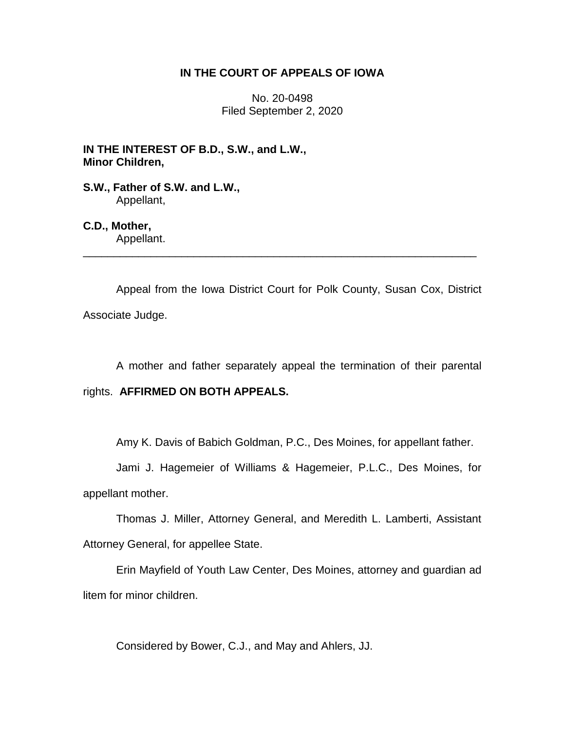# IN THE COURT OF APPEALS OF IOWA

No. 20-0498
Filed September 2, 2020

**IN THE INTEREST OF B.D., S.W., and L.W., Minor Children,**

**S.W., Father of S.W. and L.W.,**
Appellant,

**C.D., Mother,**
Appellant.

---

Appeal from the Iowa District Court for Polk County, Susan Cox, District Associate Judge.

A mother and father separately appeal the termination of their parental rights. **AFFIRMED ON BOTH APPEALS.**

Amy K. Davis of Babich Goldman, P.C., Des Moines, for appellant father.

Jami J. Hagemeier of Williams & Hagemeier, P.L.C., Des Moines, for appellant mother.

Thomas J. Miller, Attorney General, and Meredith L. Lamberti, Assistant Attorney General, for appellee State.

Erin Mayfield of Youth Law Center, Des Moines, attorney and guardian ad litem for minor children.

Considered by Bower, C.J., and May and Ahlers, JJ.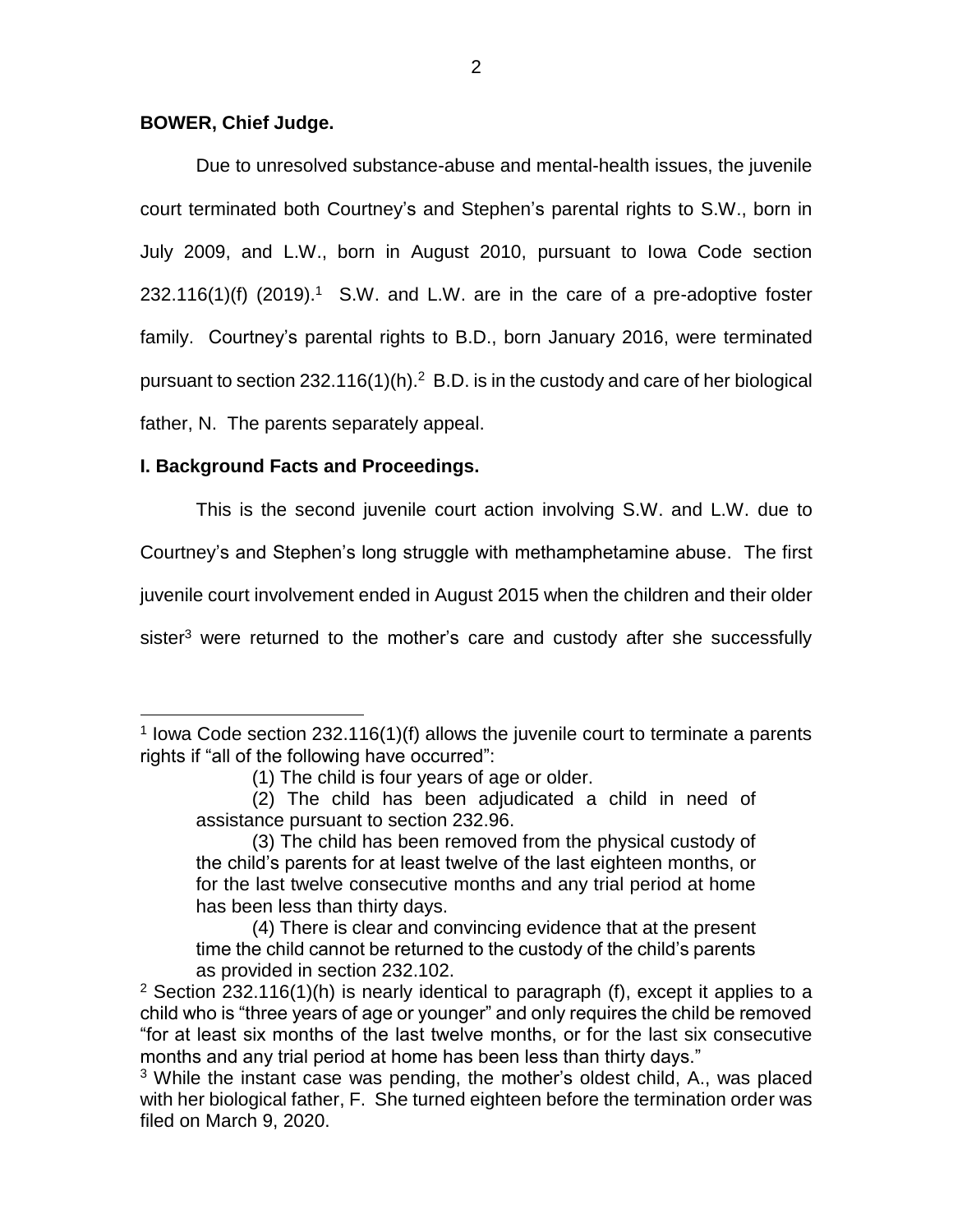**BOWER, Chief Judge.**

Due to unresolved substance-abuse and mental-health issues, the juvenile court terminated both Courtney's and Stephen's parental rights to S.W., born in July 2009, and L.W., born in August 2010, pursuant to Iowa Code section 232.116(1)(f) (2019).[1] S.W. and L.W. are in the care of a pre-adoptive foster family. Courtney's parental rights to B.D., born January 2016, were terminated pursuant to section 232.116(1)(h).[2] B.D. is in the custody and care of her biological father, N. The parents separately appeal.

## I. Background Facts and Proceedings.

This is the second juvenile court action involving S.W. and L.W. due to Courtney's and Stephen's long struggle with methamphetamine abuse. The first juvenile court involvement ended in August 2015 when the children and their older sister[3] were returned to the mother's care and custody after she successfully

---

[1] Iowa Code section 232.116(1)(f) allows the juvenile court to terminate a parents rights if "all of the following have occurred":

> (1) The child is four years of age or older.
>
> (2) The child has been adjudicated a child in need of assistance pursuant to section 232.96.
>
> (3) The child has been removed from the physical custody of the child's parents for at least twelve of the last eighteen months, or for the last twelve consecutive months and any trial period at home has been less than thirty days.
>
> (4) There is clear and convincing evidence that at the present time the child cannot be returned to the custody of the child's parents as provided in section 232.102.

[2] Section 232.116(1)(h) is nearly identical to paragraph (f), except it applies to a child who is "three years of age or younger" and only requires the child be removed "for at least six months of the last twelve months, or for the last six consecutive months and any trial period at home has been less than thirty days."

[3] While the instant case was pending, the mother's oldest child, A., was placed with her biological father, F. She turned eighteen before the termination order was filed on March 9, 2020.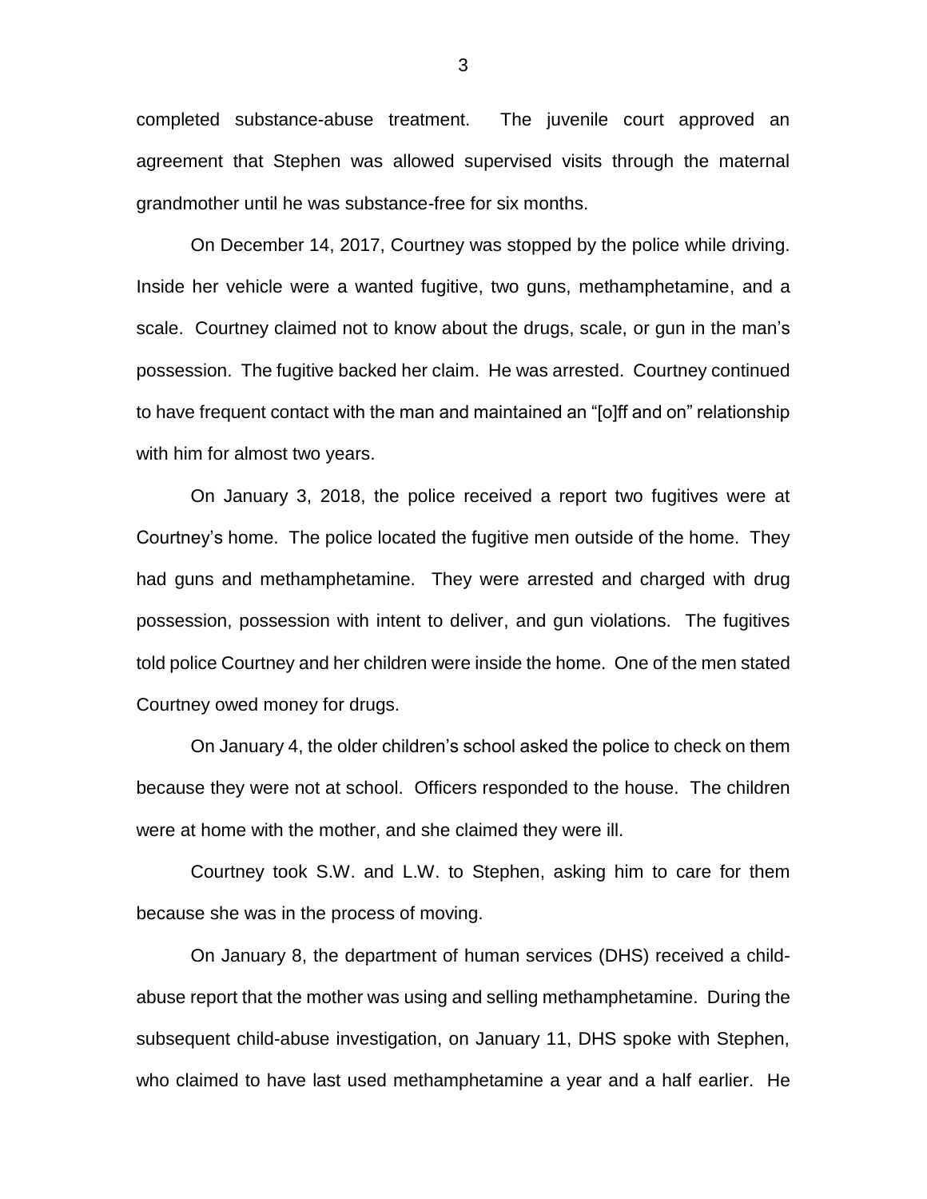completed substance-abuse treatment. The juvenile court approved an agreement that Stephen was allowed supervised visits through the maternal grandmother until he was substance-free for six months.

On December 14, 2017, Courtney was stopped by the police while driving. Inside her vehicle were a wanted fugitive, two guns, methamphetamine, and a scale. Courtney claimed not to know about the drugs, scale, or gun in the man's possession. The fugitive backed her claim. He was arrested. Courtney continued to have frequent contact with the man and maintained an "[o]ff and on" relationship with him for almost two years.

On January 3, 2018, the police received a report two fugitives were at Courtney's home. The police located the fugitive men outside of the home. They had guns and methamphetamine. They were arrested and charged with drug possession, possession with intent to deliver, and gun violations. The fugitives told police Courtney and her children were inside the home. One of the men stated Courtney owed money for drugs.

On January 4, the older children's school asked the police to check on them because they were not at school. Officers responded to the house. The children were at home with the mother, and she claimed they were ill.

Courtney took S.W. and L.W. to Stephen, asking him to care for them because she was in the process of moving.

On January 8, the department of human services (DHS) received a child-abuse report that the mother was using and selling methamphetamine. During the subsequent child-abuse investigation, on January 11, DHS spoke with Stephen, who claimed to have last used methamphetamine a year and a half earlier. He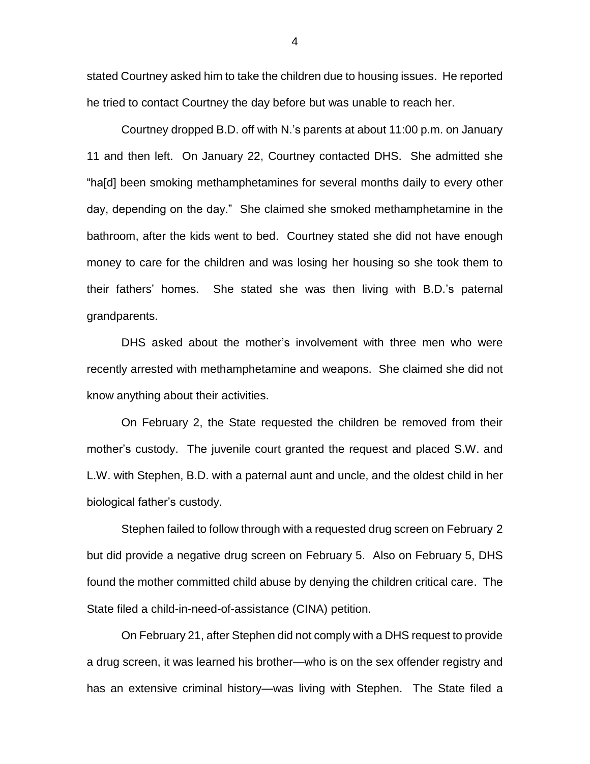stated Courtney asked him to take the children due to housing issues. He reported he tried to contact Courtney the day before but was unable to reach her.

Courtney dropped B.D. off with N.'s parents at about 11:00 p.m. on January 11 and then left. On January 22, Courtney contacted DHS. She admitted she "ha[d] been smoking methamphetamines for several months daily to every other day, depending on the day." She claimed she smoked methamphetamine in the bathroom, after the kids went to bed. Courtney stated she did not have enough money to care for the children and was losing her housing so she took them to their fathers' homes. She stated she was then living with B.D.'s paternal grandparents.

DHS asked about the mother's involvement with three men who were recently arrested with methamphetamine and weapons. She claimed she did not know anything about their activities.

On February 2, the State requested the children be removed from their mother's custody. The juvenile court granted the request and placed S.W. and L.W. with Stephen, B.D. with a paternal aunt and uncle, and the oldest child in her biological father's custody.

Stephen failed to follow through with a requested drug screen on February 2 but did provide a negative drug screen on February 5. Also on February 5, DHS found the mother committed child abuse by denying the children critical care. The State filed a child-in-need-of-assistance (CINA) petition.

On February 21, after Stephen did not comply with a DHS request to provide a drug screen, it was learned his brother—who is on the sex offender registry and has an extensive criminal history—was living with Stephen. The State filed a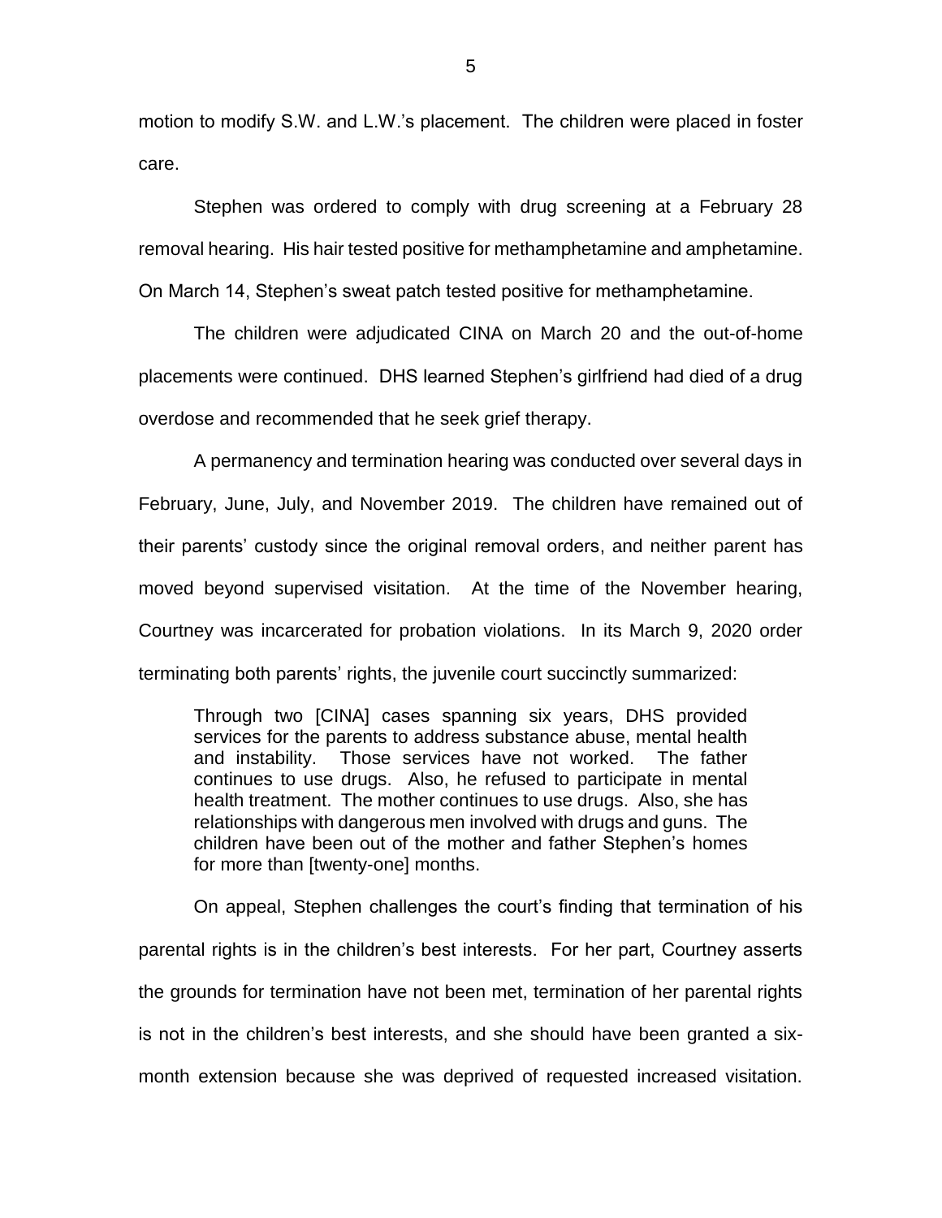motion to modify S.W. and L.W.'s placement. The children were placed in foster care.

Stephen was ordered to comply with drug screening at a February 28 removal hearing. His hair tested positive for methamphetamine and amphetamine. On March 14, Stephen's sweat patch tested positive for methamphetamine.

The children were adjudicated CINA on March 20 and the out-of-home placements were continued. DHS learned Stephen's girlfriend had died of a drug overdose and recommended that he seek grief therapy.

A permanency and termination hearing was conducted over several days in February, June, July, and November 2019. The children have remained out of their parents' custody since the original removal orders, and neither parent has moved beyond supervised visitation. At the time of the November hearing, Courtney was incarcerated for probation violations. In its March 9, 2020 order terminating both parents' rights, the juvenile court succinctly summarized:

> Through two [CINA] cases spanning six years, DHS provided services for the parents to address substance abuse, mental health and instability. Those services have not worked. The father continues to use drugs. Also, he refused to participate in mental health treatment. The mother continues to use drugs. Also, she has relationships with dangerous men involved with drugs and guns. The children have been out of the mother and father Stephen's homes for more than [twenty-one] months.

On appeal, Stephen challenges the court's finding that termination of his parental rights is in the children's best interests. For her part, Courtney asserts the grounds for termination have not been met, termination of her parental rights is not in the children's best interests, and she should have been granted a six-month extension because she was deprived of requested increased visitation.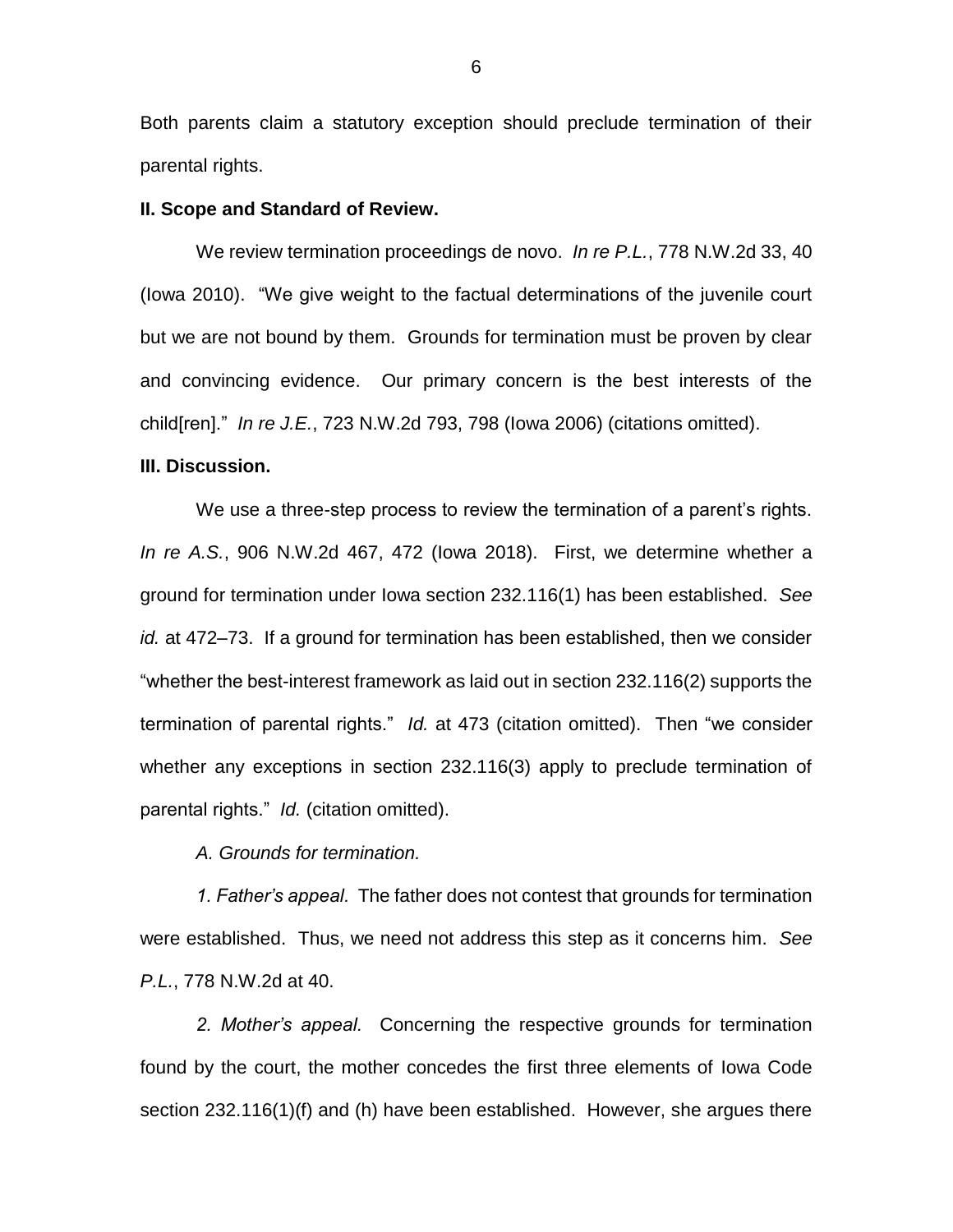Both parents claim a statutory exception should preclude termination of their parental rights.

**II. Scope and Standard of Review.**

We review termination proceedings de novo. *In re P.L.*, 778 N.W.2d 33, 40 (Iowa 2010). "We give weight to the factual determinations of the juvenile court but we are not bound by them. Grounds for termination must be proven by clear and convincing evidence. Our primary concern is the best interests of the child[ren]." *In re J.E.*, 723 N.W.2d 793, 798 (Iowa 2006) (citations omitted).

**III. Discussion.**

We use a three-step process to review the termination of a parent's rights. *In re A.S.*, 906 N.W.2d 467, 472 (Iowa 2018). First, we determine whether a ground for termination under Iowa section 232.116(1) has been established. *See id.* at 472–73. If a ground for termination has been established, then we consider "whether the best-interest framework as laid out in section 232.116(2) supports the termination of parental rights." *Id.* at 473 (citation omitted). Then "we consider whether any exceptions in section 232.116(3) apply to preclude termination of parental rights." *Id.* (citation omitted).

*A. Grounds for termination.*

*1. Father's appeal.* The father does not contest that grounds for termination were established. Thus, we need not address this step as it concerns him. *See P.L.*, 778 N.W.2d at 40.

*2. Mother's appeal.* Concerning the respective grounds for termination found by the court, the mother concedes the first three elements of Iowa Code section 232.116(1)(f) and (h) have been established. However, she argues there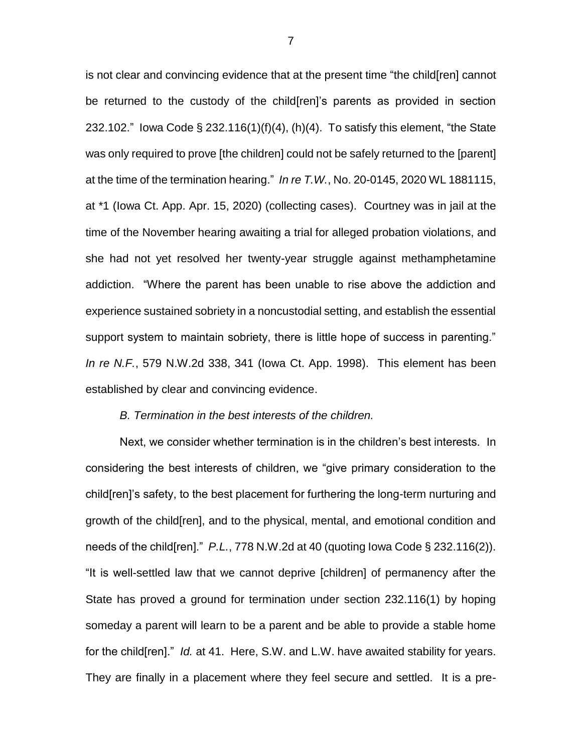is not clear and convincing evidence that at the present time "the child[ren] cannot be returned to the custody of the child[ren]'s parents as provided in section 232.102." Iowa Code § 232.116(1)(f)(4), (h)(4). To satisfy this element, "the State was only required to prove [the children] could not be safely returned to the [parent] at the time of the termination hearing." *In re T.W.*, No. 20-0145, 2020 WL 1881115, at *1 (Iowa Ct. App. Apr. 15, 2020) (collecting cases). Courtney was in jail at the time of the November hearing awaiting a trial for alleged probation violations, and she had not yet resolved her twenty-year struggle against methamphetamine addiction. "Where the parent has been unable to rise above the addiction and experience sustained sobriety in a noncustodial setting, and establish the essential support system to maintain sobriety, there is little hope of success in parenting." *In re N.F.*, 579 N.W.2d 338, 341 (Iowa Ct. App. 1998). This element has been established by clear and convincing evidence.

*B. Termination in the best interests of the children.*

Next, we consider whether termination is in the children's best interests. In considering the best interests of children, we "give primary consideration to the child[ren]'s safety, to the best placement for furthering the long-term nurturing and growth of the child[ren], and to the physical, mental, and emotional condition and needs of the child[ren]." *P.L.*, 778 N.W.2d at 40 (quoting Iowa Code § 232.116(2)). "It is well-settled law that we cannot deprive [children] of permanency after the State has proved a ground for termination under section 232.116(1) by hoping someday a parent will learn to be a parent and be able to provide a stable home for the child[ren]." *Id.* at 41. Here, S.W. and L.W. have awaited stability for years. They are finally in a placement where they feel secure and settled. It is a pre-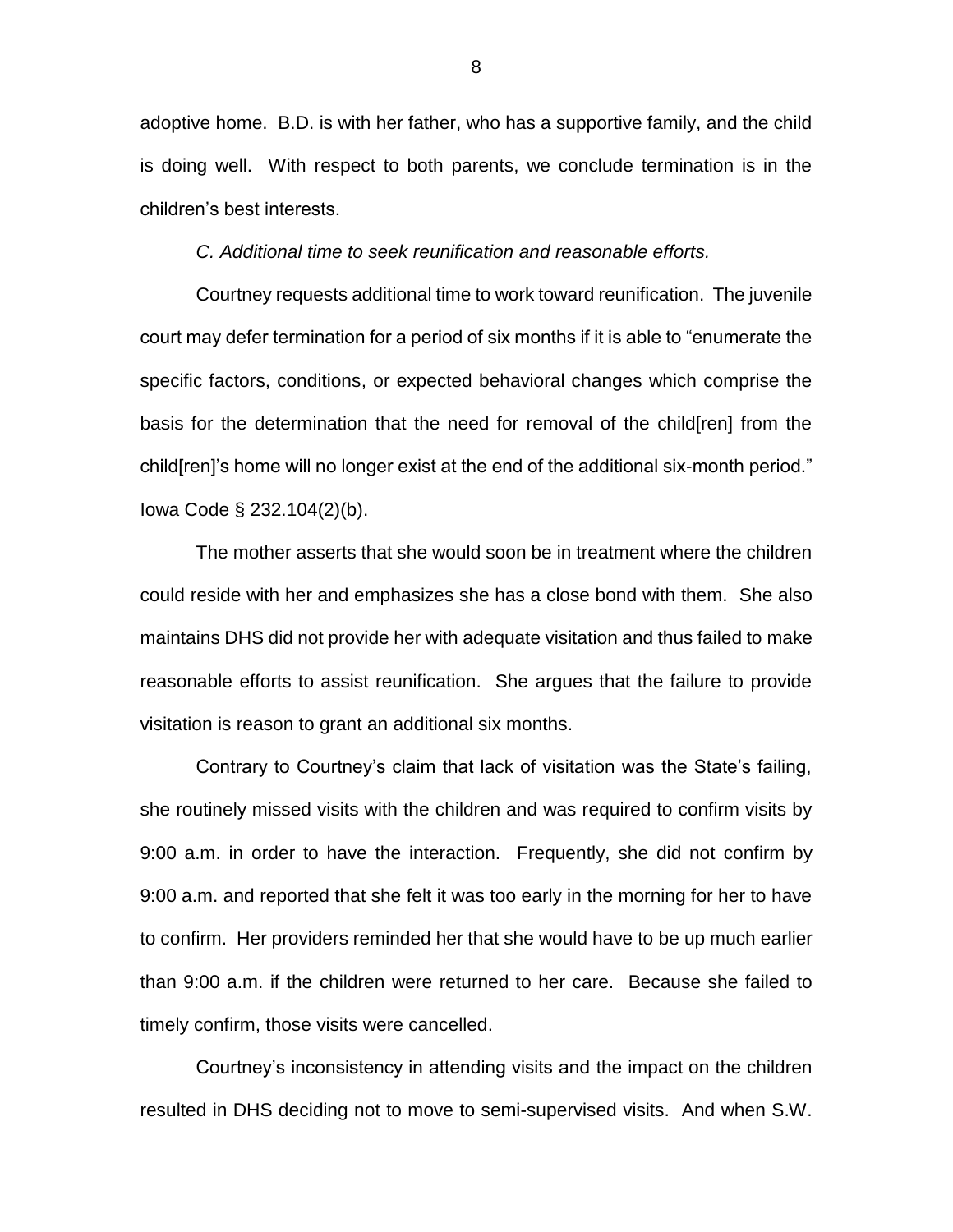adoptive home. B.D. is with her father, who has a supportive family, and the child is doing well. With respect to both parents, we conclude termination is in the children's best interests.

*C. Additional time to seek reunification and reasonable efforts.*

Courtney requests additional time to work toward reunification. The juvenile court may defer termination for a period of six months if it is able to "enumerate the specific factors, conditions, or expected behavioral changes which comprise the basis for the determination that the need for removal of the child[ren] from the child[ren]'s home will no longer exist at the end of the additional six-month period." Iowa Code § 232.104(2)(b).

The mother asserts that she would soon be in treatment where the children could reside with her and emphasizes she has a close bond with them. She also maintains DHS did not provide her with adequate visitation and thus failed to make reasonable efforts to assist reunification. She argues that the failure to provide visitation is reason to grant an additional six months.

Contrary to Courtney's claim that lack of visitation was the State's failing, she routinely missed visits with the children and was required to confirm visits by 9:00 a.m. in order to have the interaction. Frequently, she did not confirm by 9:00 a.m. and reported that she felt it was too early in the morning for her to have to confirm. Her providers reminded her that she would have to be up much earlier than 9:00 a.m. if the children were returned to her care. Because she failed to timely confirm, those visits were cancelled.

Courtney's inconsistency in attending visits and the impact on the children resulted in DHS deciding not to move to semi-supervised visits. And when S.W.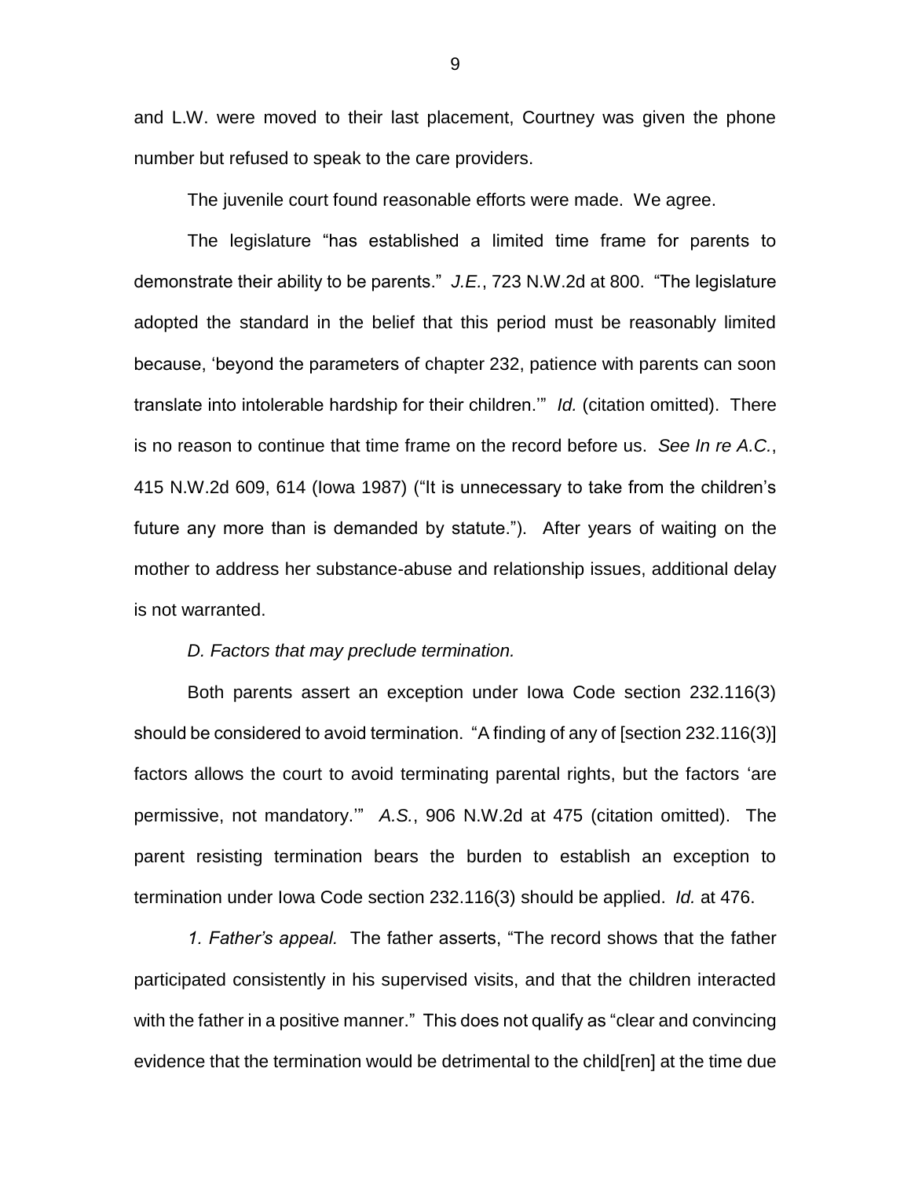and L.W. were moved to their last placement, Courtney was given the phone number but refused to speak to the care providers.

The juvenile court found reasonable efforts were made. We agree.

The legislature "has established a limited time frame for parents to demonstrate their ability to be parents." *J.E.*, 723 N.W.2d at 800. "The legislature adopted the standard in the belief that this period must be reasonably limited because, 'beyond the parameters of chapter 232, patience with parents can soon translate into intolerable hardship for their children.'" *Id.* (citation omitted). There is no reason to continue that time frame on the record before us. *See In re A.C.*, 415 N.W.2d 609, 614 (Iowa 1987) ("It is unnecessary to take from the children's future any more than is demanded by statute."). After years of waiting on the mother to address her substance-abuse and relationship issues, additional delay is not warranted.

*D. Factors that may preclude termination.*

Both parents assert an exception under Iowa Code section 232.116(3) should be considered to avoid termination. "A finding of any of [section 232.116(3)] factors allows the court to avoid terminating parental rights, but the factors 'are permissive, not mandatory.'" *A.S.*, 906 N.W.2d at 475 (citation omitted). The parent resisting termination bears the burden to establish an exception to termination under Iowa Code section 232.116(3) should be applied. *Id.* at 476.

*1. Father's appeal.* The father asserts, "The record shows that the father participated consistently in his supervised visits, and that the children interacted with the father in a positive manner." This does not qualify as "clear and convincing evidence that the termination would be detrimental to the child[ren] at the time due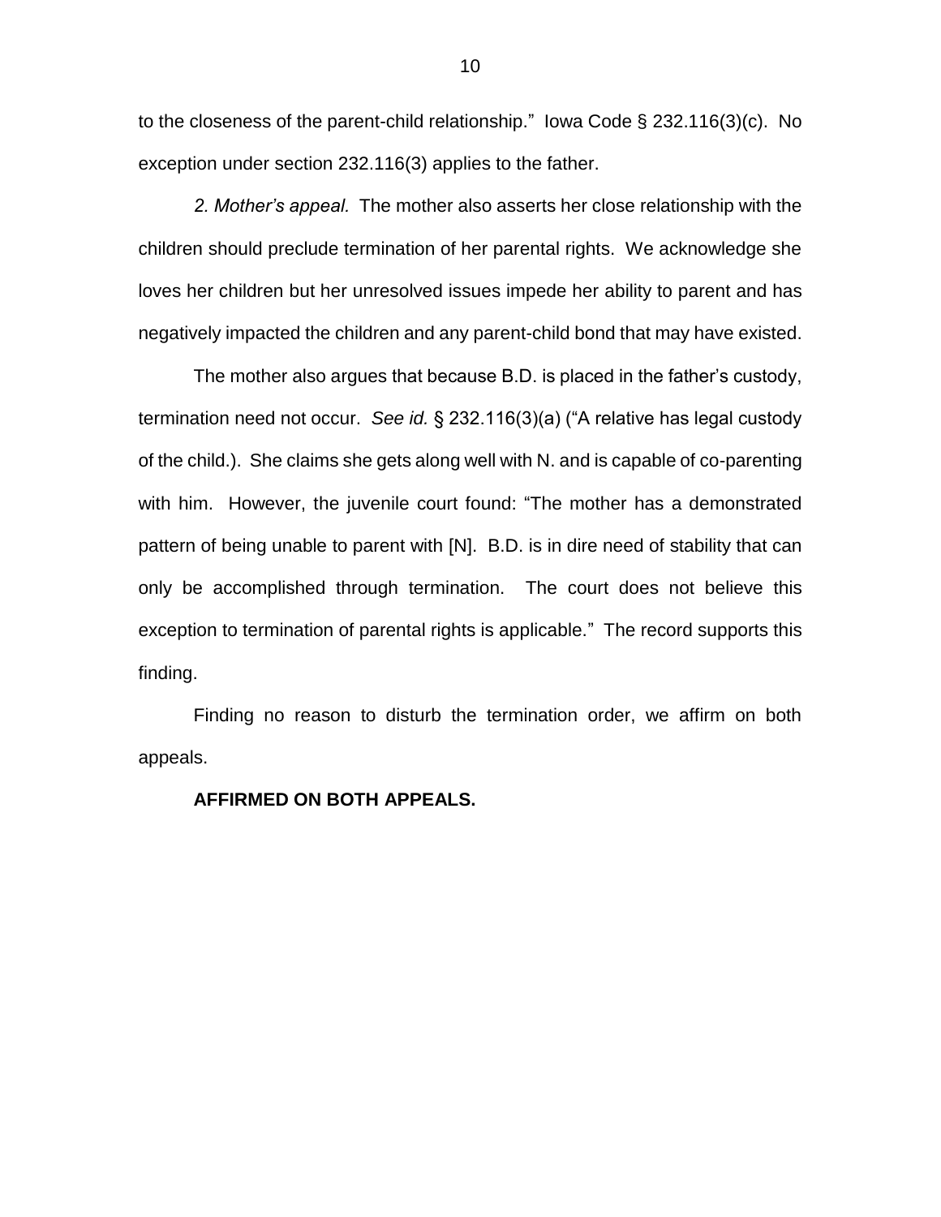to the closeness of the parent-child relationship." Iowa Code § 232.116(3)(c). No exception under section 232.116(3) applies to the father.

*2. Mother's appeal.* The mother also asserts her close relationship with the children should preclude termination of her parental rights. We acknowledge she loves her children but her unresolved issues impede her ability to parent and has negatively impacted the children and any parent-child bond that may have existed.

The mother also argues that because B.D. is placed in the father's custody, termination need not occur. *See id.* § 232.116(3)(a) ("A relative has legal custody of the child.). She claims she gets along well with N. and is capable of co-parenting with him. However, the juvenile court found: "The mother has a demonstrated pattern of being unable to parent with [N]. B.D. is in dire need of stability that can only be accomplished through termination. The court does not believe this exception to termination of parental rights is applicable." The record supports this finding.

Finding no reason to disturb the termination order, we affirm on both appeals.

**AFFIRMED ON BOTH APPEALS.**